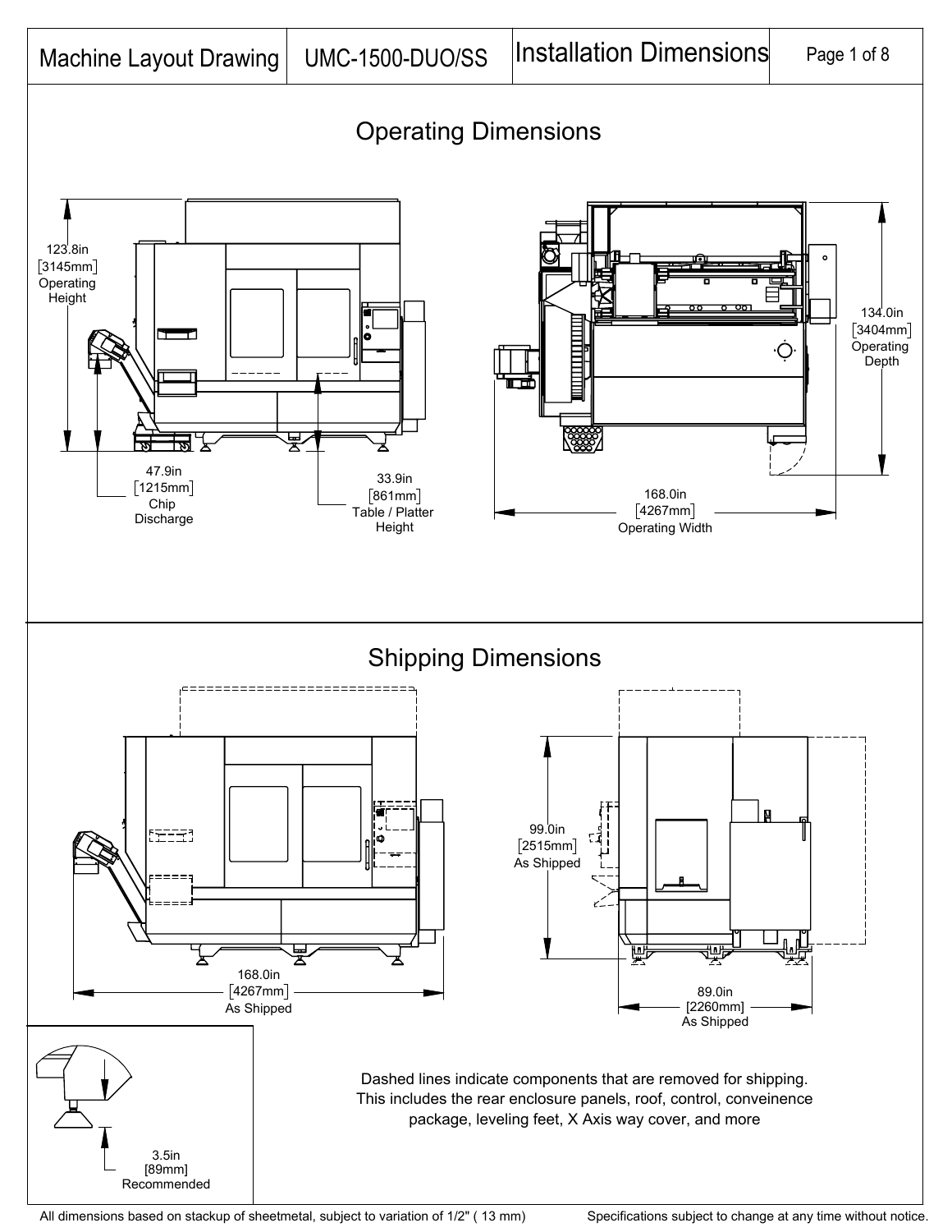| Machine Layout Drawing | UMC-1500-DUO/SS | Installation Dimensions |
|---|---|---|

## Operating Dimensions

123.8in [3145mm] Operating Height

47.9in [1215mm] Chip Discharge

33.9in [861mm] Table / Platter Height

134.0in [3404mm] Operating Depth

168.0in [4267mm] Operating Width

## Shipping Dimensions

168.0in [4267mm] As Shipped

99.0in [2515mm] As Shipped

89.0in [2260mm] As Shipped

3.5in [89mm] Recommended

Dashed lines indicate components that are removed for shipping. This includes the rear enclosure panels, roof, control, conveinence package, leveling feet, X Axis way cover, and more

All dimensions based on stackup of sheetmetal, subject to variation of 1/2" ( 13 mm)

Specifications subject to change at any time without notice.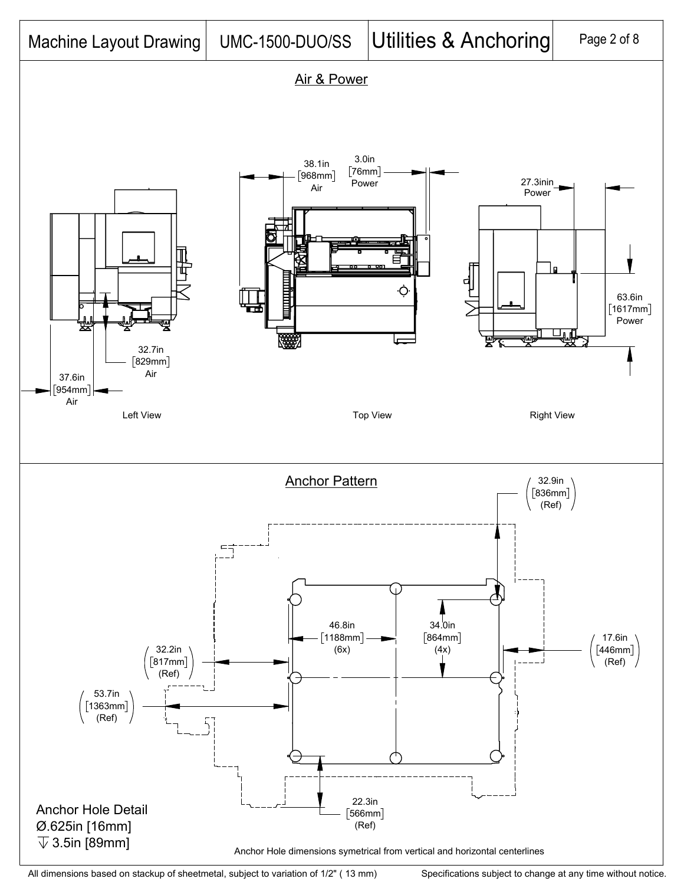| Machine Layout Drawing | UMC-1500-DUO/SS | Utilities & Anchoring |
|---|---|---|

## Air & Power

38.1in [968mm] Air

3.0in [76mm] Power

27.3inin Power

63.6in [1617mm] Power

32.7in [829mm] Air

37.6in [954mm] Air

Left View

Top View

Right View

## Anchor Pattern

32.9in [836mm] (Ref)

46.8in [1188mm] (6x)

34.0in [864mm] (4x)

17.6in [446mm] (Ref)

32.2in [817mm] (Ref)

53.7in [1363mm] (Ref)

22.3in [566mm] (Ref)

Anchor Hole Detail
Ø.625in [16mm]
↧ 3.5in [89mm]

Anchor Hole dimensions symetrical from vertical and horizontal centerlines

All dimensions based on stackup of sheetmetal, subject to variation of 1/2" ( 13 mm)

Specifications subject to change at any time without notice.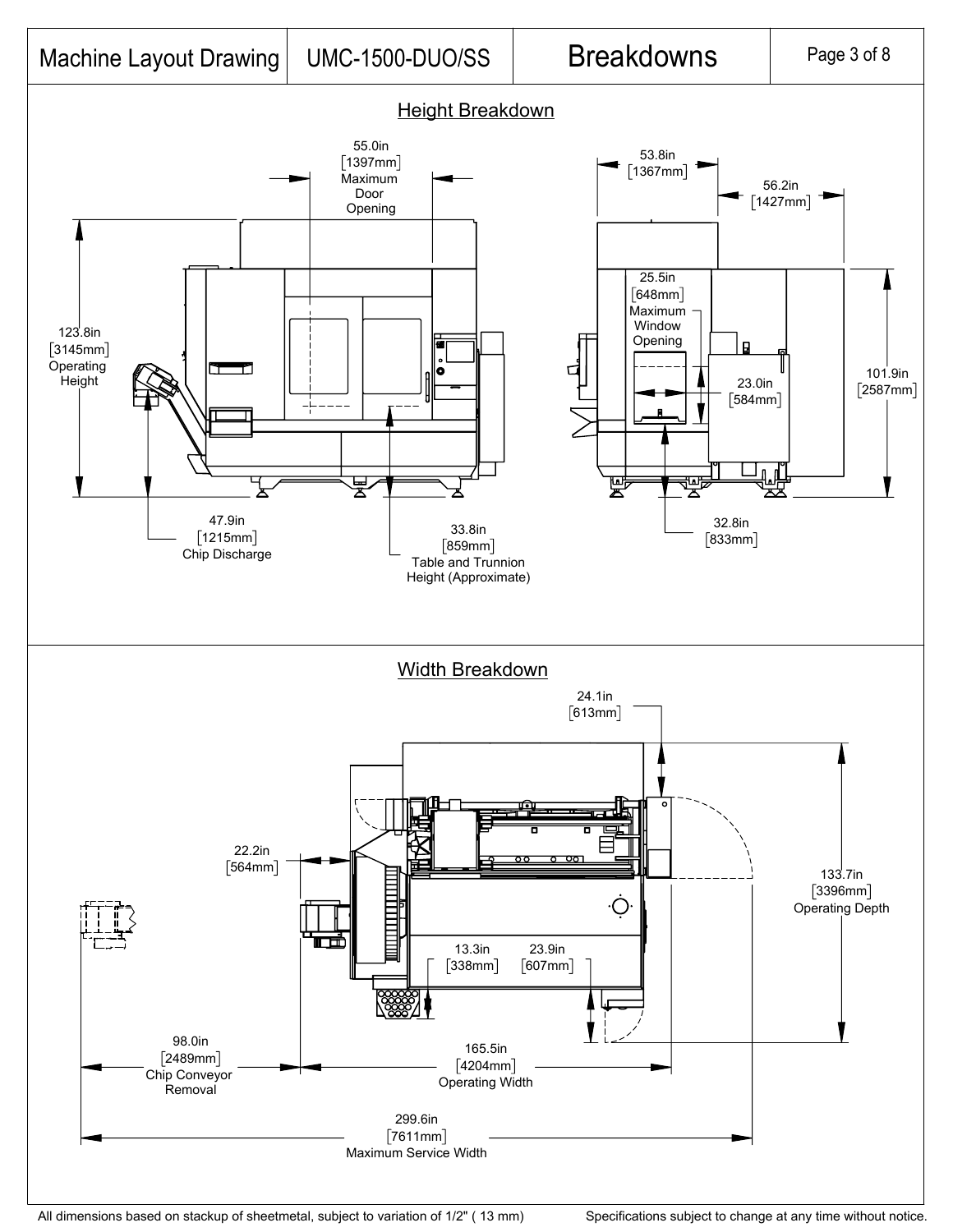| Machine Layout Drawing | UMC-1500-DUO/SS | Breakdowns |
|---|---|---|

## Height Breakdown

55.0in [1397mm] Maximum Door Opening

53.8in [1367mm]

56.2in [1427mm]

123.8in [3145mm] Operating Height

25.5in [648mm] Maximum Window Opening

23.0in [584mm]

101.9in [2587mm]

47.9in [1215mm] Chip Discharge

33.8in [859mm] Table and Trunnion Height (Approximate)

32.8in [833mm]

## Width Breakdown

24.1in [613mm]

22.2in [564mm]

133.7in [3396mm] Operating Depth

13.3in [338mm]

23.9in [607mm]

98.0in [2489mm] Chip Conveyor Removal

165.5in [4204mm] Operating Width

299.6in [7611mm] Maximum Service Width

All dimensions based on stackup of sheetmetal, subject to variation of 1/2" ( 13 mm)

Specifications subject to change at any time without notice.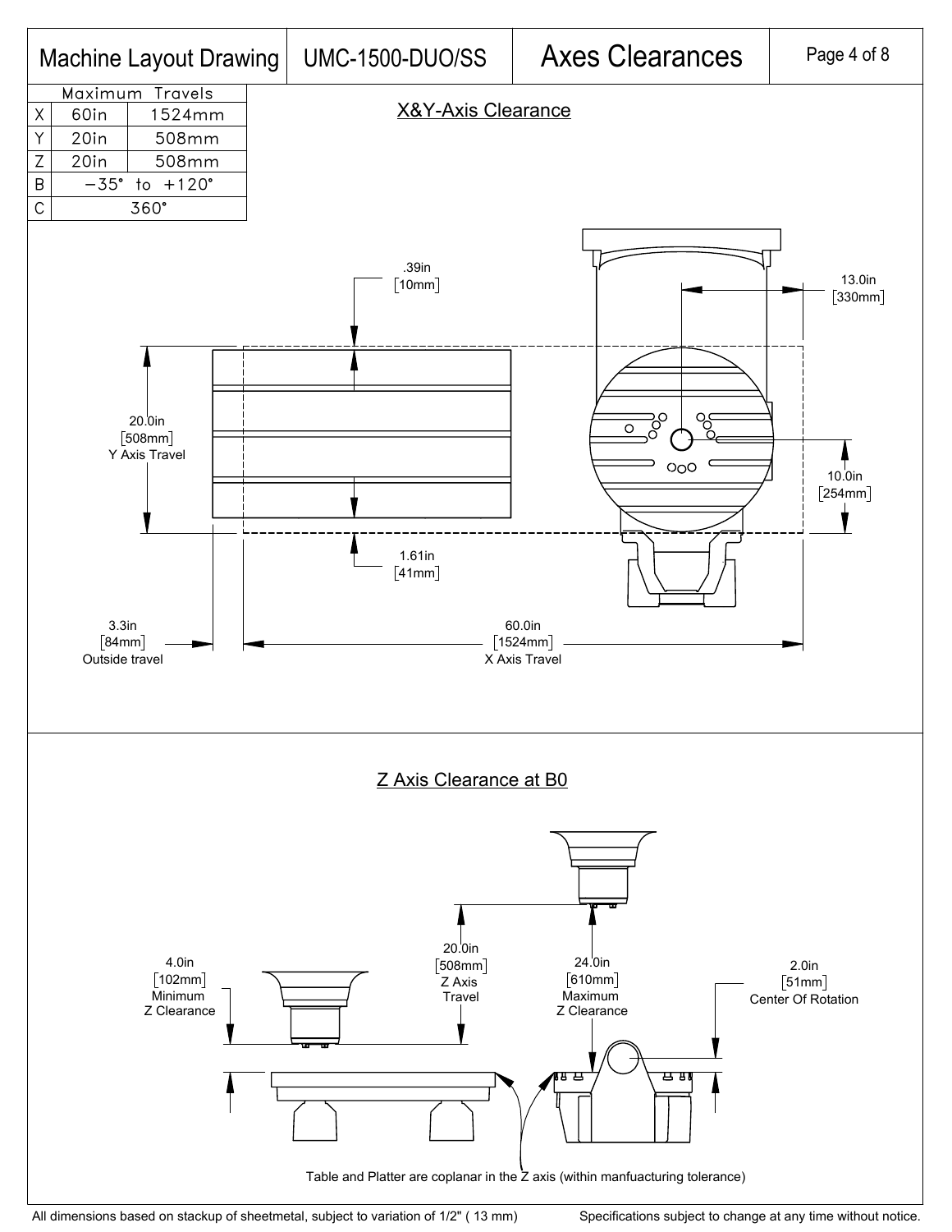# Machine Layout Drawing | UMC-1500-DUO/SS | Axes Clearances

| Maximum Travels | | |
|---|---|---|
| X | 60in | 1524mm |
| Y | 20in | 508mm |
| Z | 20in | 508mm |
| B | −35° to +120° | |
| C | 360° | |

## X&Y-Axis Clearance

.39in [10mm]

13.0in [330mm]

20.0in [508mm] Y Axis Travel

10.0in [254mm]

1.61in [41mm]

3.3in [84mm] Outside travel

60.0in [1524mm] X Axis Travel

## Z Axis Clearance at B0

4.0in [102mm] Minimum Z Clearance

20.0in [508mm] Z Axis Travel

24.0in [610mm] Maximum Z Clearance

2.0in [51mm] Center Of Rotation

Table and Platter are coplanar in the Z axis (within manfuacturing tolerance)

All dimensions based on stackup of sheetmetal, subject to variation of 1/2" ( 13 mm)

Specifications subject to change at any time without notice.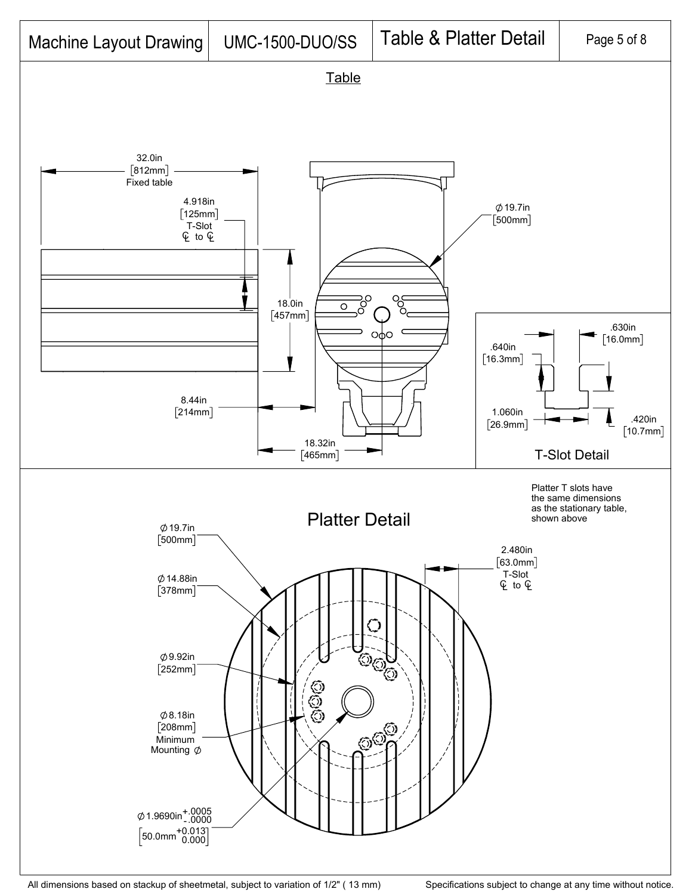| Machine Layout Drawing | UMC-1500-DUO/SS | Table & Platter Detail |
|---|---|---|

## Table

32.0in [812mm] Fixed table

4.918in [125mm] T-Slot ℄ to ℄

18.0in [457mm]

8.44in [214mm]

18.32in [465mm]

Ø19.7in [500mm]

### T-Slot Detail

.630in [16.0mm]

.640in [16.3mm]

1.060in [26.9mm]

.420in [10.7mm]

## Platter Detail

Platter T slots have the same dimensions as the stationary table, shown above

Ø19.7in [500mm]

Ø14.88in [378mm]

Ø9.92in [252mm]

Ø8.18in [208mm] Minimum Mounting Ø

2.480in [63.0mm] T-Slot ℄ to ℄

Ø1.9690in $^{+.0005}_{-.0000}$ [50.0mm $^{+0.013}_{0.000}$]

All dimensions based on stackup of sheetmetal, subject to variation of 1/2" ( 13 mm)

Specifications subject to change at any time without notice.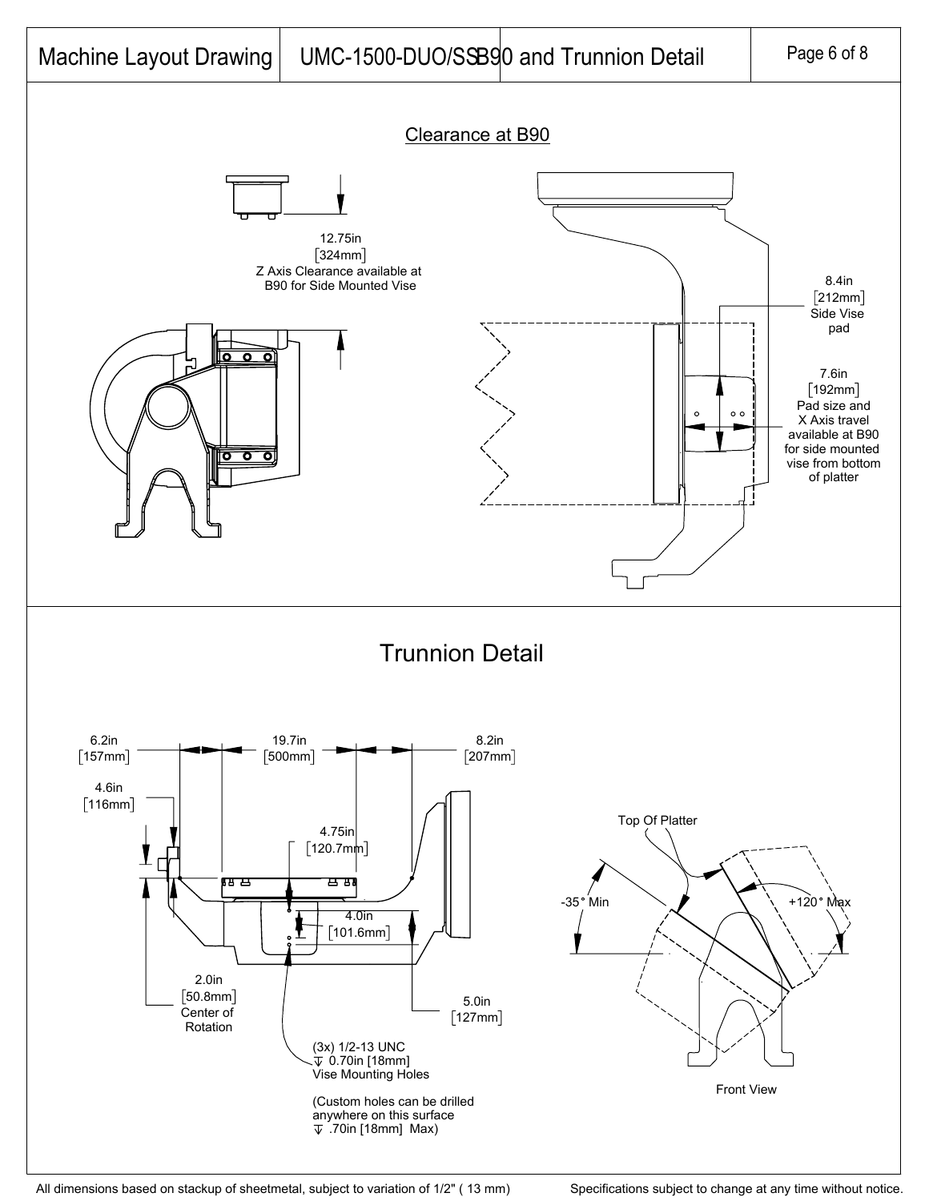Machine Layout Drawing | UMC-1500-DUO/SS B90 and Trunnion Detail

## Clearance at B90

12.75in
[324mm]
Z Axis Clearance available at B90 for Side Mounted Vise

8.4in
[212mm]
Side Vise pad

7.6in
[192mm]
Pad size and X Axis travel available at B90 for side mounted vise from bottom of platter

## Trunnion Detail

6.2in
[157mm]

19.7in
[500mm]

8.2in
[207mm]

4.6in
[116mm]

4.75in
[120.7mm]

4.0in
[101.6mm]

2.0in
[50.8mm]
Center of Rotation

5.0in
[127mm]

(3x) 1/2-13 UNC
⊽ 0.70in [18mm]
Vise Mounting Holes

(Custom holes can be drilled anywhere on this surface
⊽ .70in [18mm] Max)

Top Of Platter

-35° Min

+120° Max

Front View

All dimensions based on stackup of sheetmetal, subject to variation of 1/2" ( 13 mm)

Specifications subject to change at any time without notice.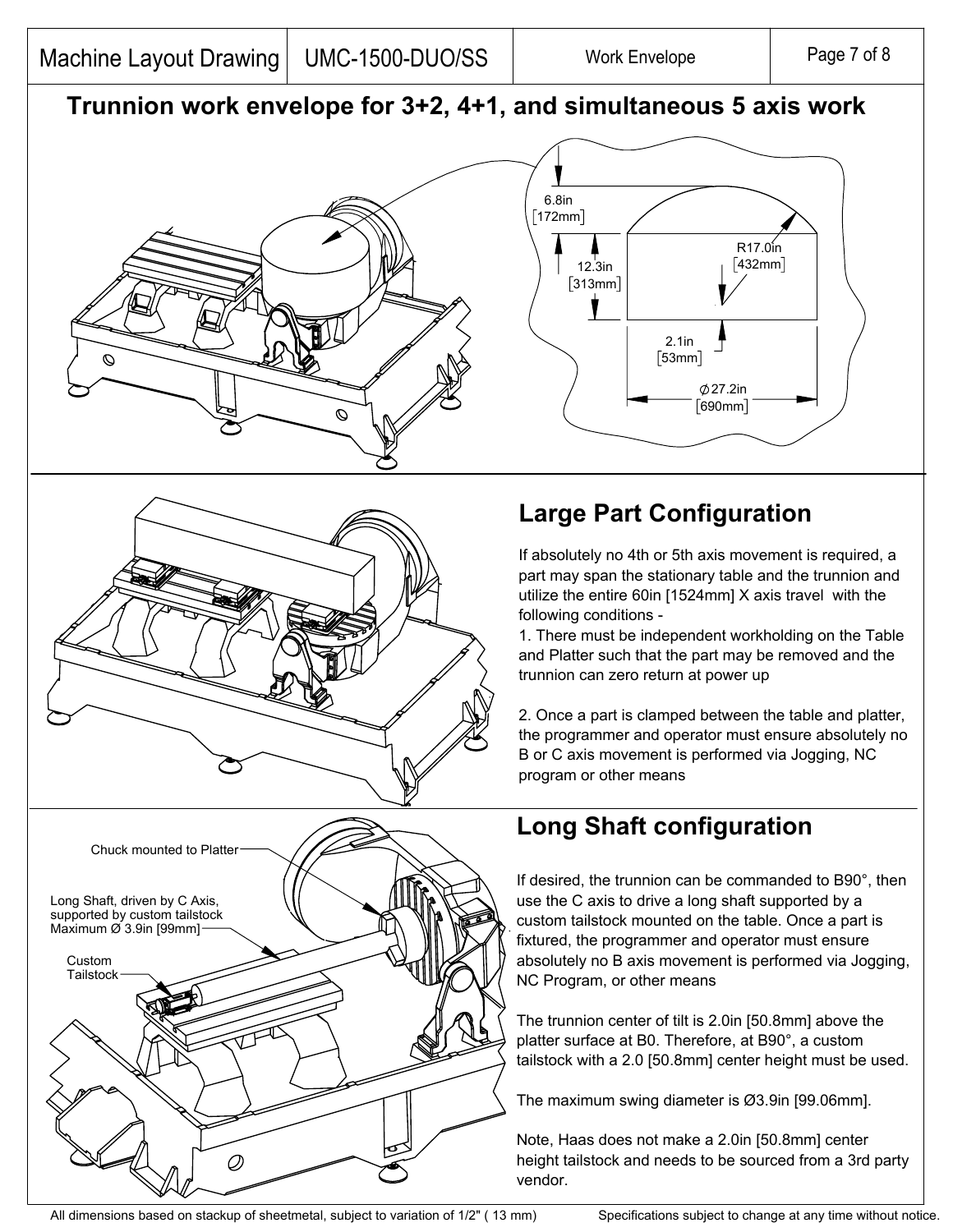# Trunnion work envelope for 3+2, 4+1, and simultaneous 5 axis work

6.8in [172mm]

12.3in [313mm]

R17.0in [432mm]

2.1in [53mm]

⌀27.2in [690mm]

## Large Part Configuration

If absolutely no 4th or 5th axis movement is required, a part may span the stationary table and the trunnion and utilize the entire 60in [1524mm] X axis travel with the following conditions -

1. There must be independent workholding on the Table and Platter such that the part may be removed and the trunnion can zero return at power up

2. Once a part is clamped between the table and platter, the programmer and operator must ensure absolutely no B or C axis movement is performed via Jogging, NC program or other means

## Long Shaft configuration

Chuck mounted to Platter

Long Shaft, driven by C Axis, supported by custom tailstock Maximum Ø 3.9in [99mm]

Custom Tailstock

If desired, the trunnion can be commanded to B90°, then use the C axis to drive a long shaft supported by a custom tailstock mounted on the table. Once a part is fixtured, the programmer and operator must ensure absolutely no B axis movement is performed via Jogging, NC Program, or other means

The trunnion center of tilt is 2.0in [50.8mm] above the platter surface at B0. Therefore, at B90°, a custom tailstock with a 2.0 [50.8mm] center height must be used.

The maximum swing diameter is Ø3.9in [99.06mm].

Note, Haas does not make a 2.0in [50.8mm] center height tailstock and needs to be sourced from a 3rd party vendor.

All dimensions based on stackup of sheetmetal, subject to variation of 1/2" ( 13 mm) Specifications subject to change at any time without notice.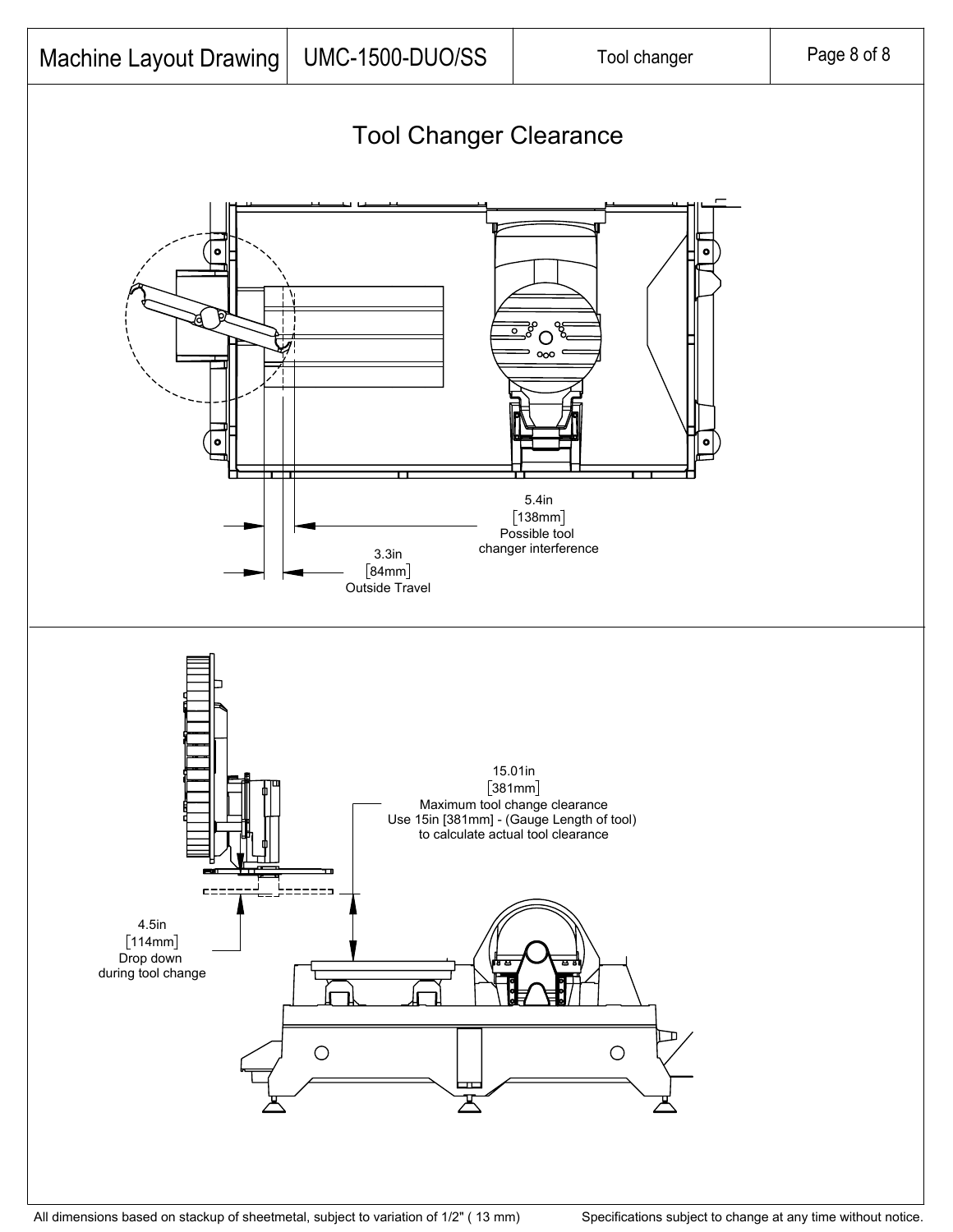# Tool Changer Clearance

5.4in
[138mm]
Possible tool
changer interference

3.3in
[84mm]
Outside Travel

15.01in
[381mm]
Maximum tool change clearance
Use 15in [381mm] - (Gauge Length of tool)
to calculate actual tool clearance

4.5in
[114mm]
Drop down
during tool change

All dimensions based on stackup of sheetmetal, subject to variation of 1/2" ( 13 mm)

Specifications subject to change at any time without notice.